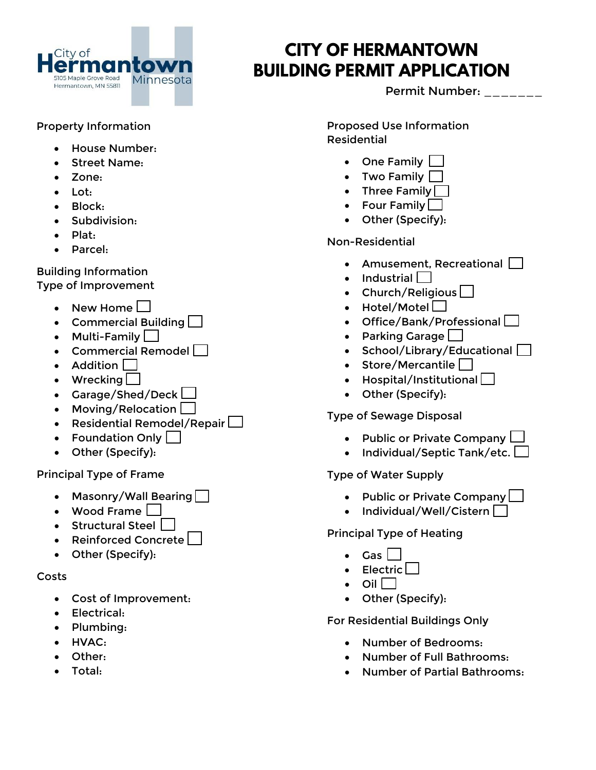City of Hermantown
5105 Maple Grove Road
Hermantown, MN 55811
Minnesota

# CITY OF HERMANTOWN BUILDING PERMIT APPLICATION

Permit Number: _______

## Property Information

- House Number:
- Street Name:
- Zone:
- Lot:
- Block:
- Subdivision:
- Plat:
- Parcel:

## Building Information

### Type of Improvement

- New Home ☐
- Commercial Building ☐
- Multi-Family ☐
- Commercial Remodel ☐
- Addition ☐
- Wrecking ☐
- Garage/Shed/Deck ☐
- Moving/Relocation ☐
- Residential Remodel/Repair ☐
- Foundation Only ☐
- Other (Specify):

### Principal Type of Frame

- Masonry/Wall Bearing ☐
- Wood Frame ☐
- Structural Steel ☐
- Reinforced Concrete ☐
- Other (Specify):

### Costs

- Cost of Improvement:
- Electrical:
- Plumbing:
- HVAC:
- Other:
- Total:

## Proposed Use Information

### Residential

- One Family ☐
- Two Family ☐
- Three Family ☐
- Four Family ☐
- Other (Specify):

### Non-Residential

- Amusement, Recreational ☐
- Industrial ☐
- Church/Religious ☐
- Hotel/Motel ☐
- Office/Bank/Professional ☐
- Parking Garage ☐
- School/Library/Educational ☐
- Store/Mercantile ☐
- Hospital/Institutional ☐
- Other (Specify):

### Type of Sewage Disposal

- Public or Private Company ☐
- Individual/Septic Tank/etc. ☐

### Type of Water Supply

- Public or Private Company ☐
- Individual/Well/Cistern ☐

### Principal Type of Heating

- Gas ☐
- Electric ☐
- Oil ☐
- Other (Specify):

### For Residential Buildings Only

- Number of Bedrooms:
- Number of Full Bathrooms:
- Number of Partial Bathrooms: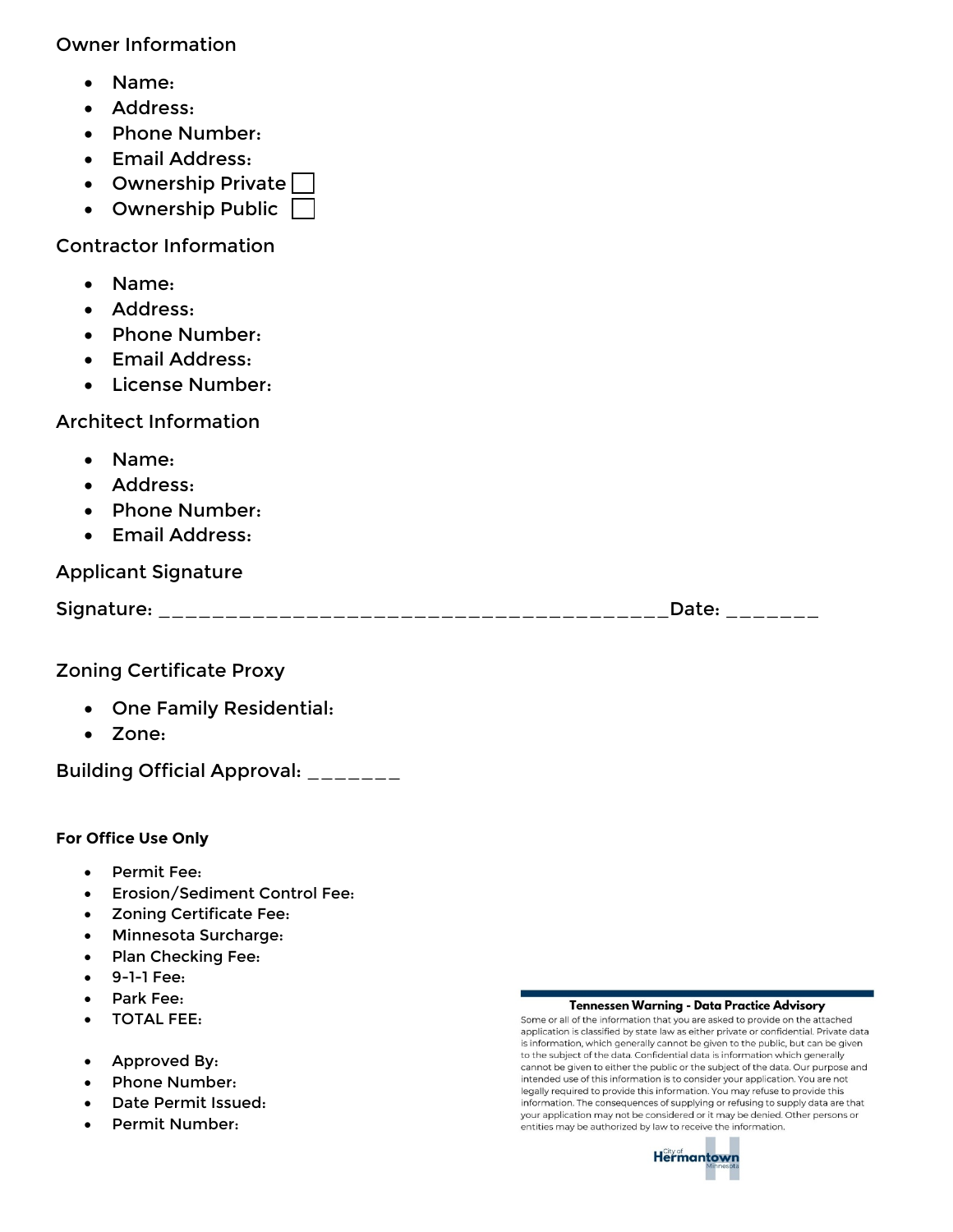## Owner Information

- Name:
- Address:
- Phone Number:
- Email Address:
- Ownership Private ☐
- Ownership Public ☐

## Contractor Information

- Name:
- Address:
- Phone Number:
- Email Address:
- License Number:

## Architect Information

- Name:
- Address:
- Phone Number:
- Email Address:

## Applicant Signature

Signature: ________________________________________Date: _______

## Zoning Certificate Proxy

- One Family Residential:
- Zone:

Building Official Approval: _______

#### For Office Use Only

- Permit Fee:
- Erosion/Sediment Control Fee:
- Zoning Certificate Fee:
- Minnesota Surcharge:
- Plan Checking Fee:
- 9-1-1 Fee:
- Park Fee:
- TOTAL FEE:

- Approved By:
- Phone Number:
- Date Permit Issued:
- Permit Number:

**Tennessen Warning - Data Practice Advisory**

Some or all of the information that you are asked to provide on the attached application is classified by state law as either private or confidential. Private data is information, which generally cannot be given to the public, but can be given to the subject of the data. Confidential data is information which generally cannot be given to either the public or the subject of the data. Our purpose and intended use of this information is to consider your application. You are not legally required to provide this information. You may refuse to provide this information. The consequences of supplying or refusing to supply data are that your application may not be considered or it may be denied. Other persons or entities may be authorized by law to receive the information.

City of Hermantown Minnesota